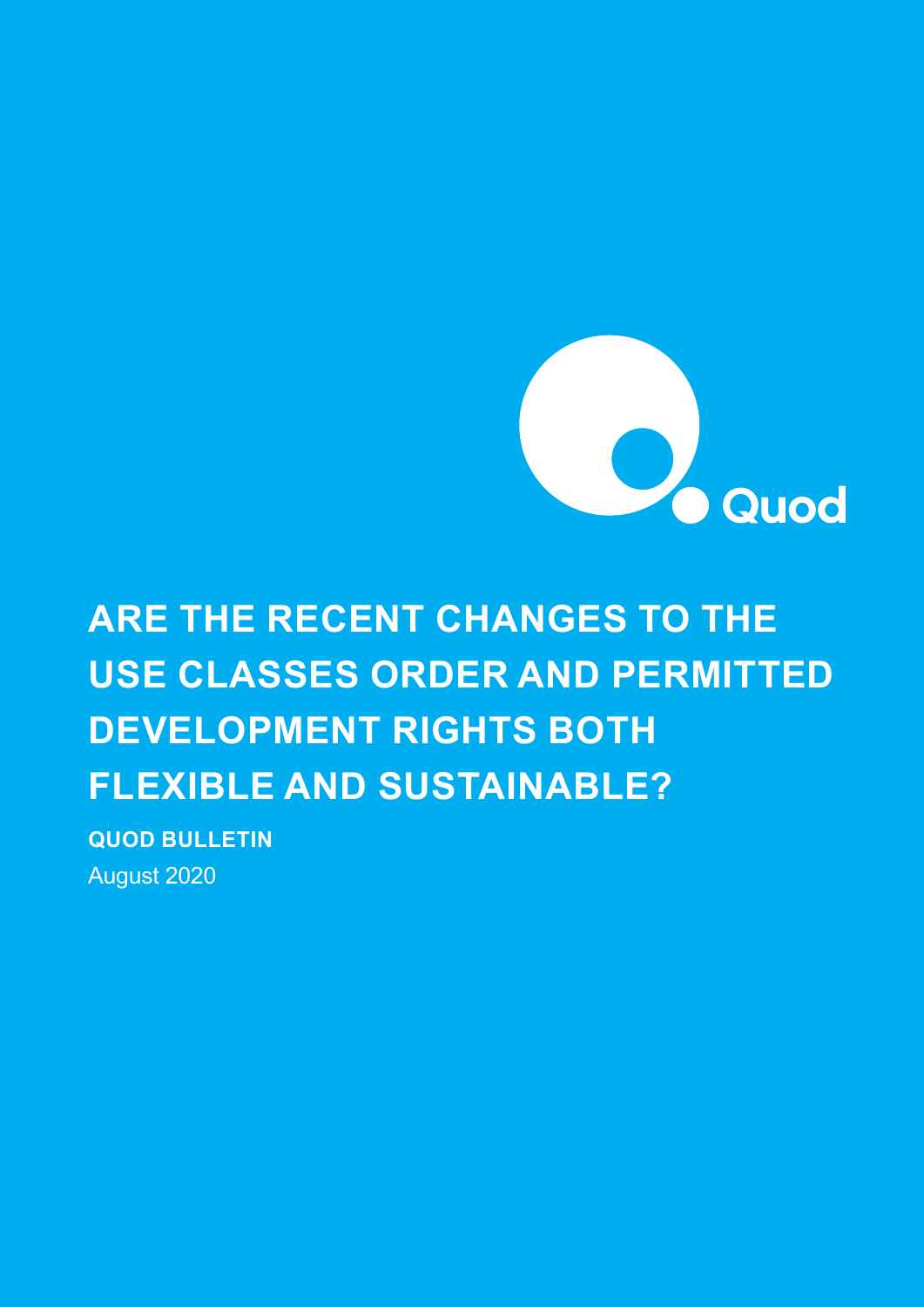Quod

# ARE THE RECENT CHANGES TO THE USE CLASSES ORDER AND PERMITTED DEVELOPMENT RIGHTS BOTH FLEXIBLE AND SUSTAINABLE?

**QUOD BULLETIN**

August 2020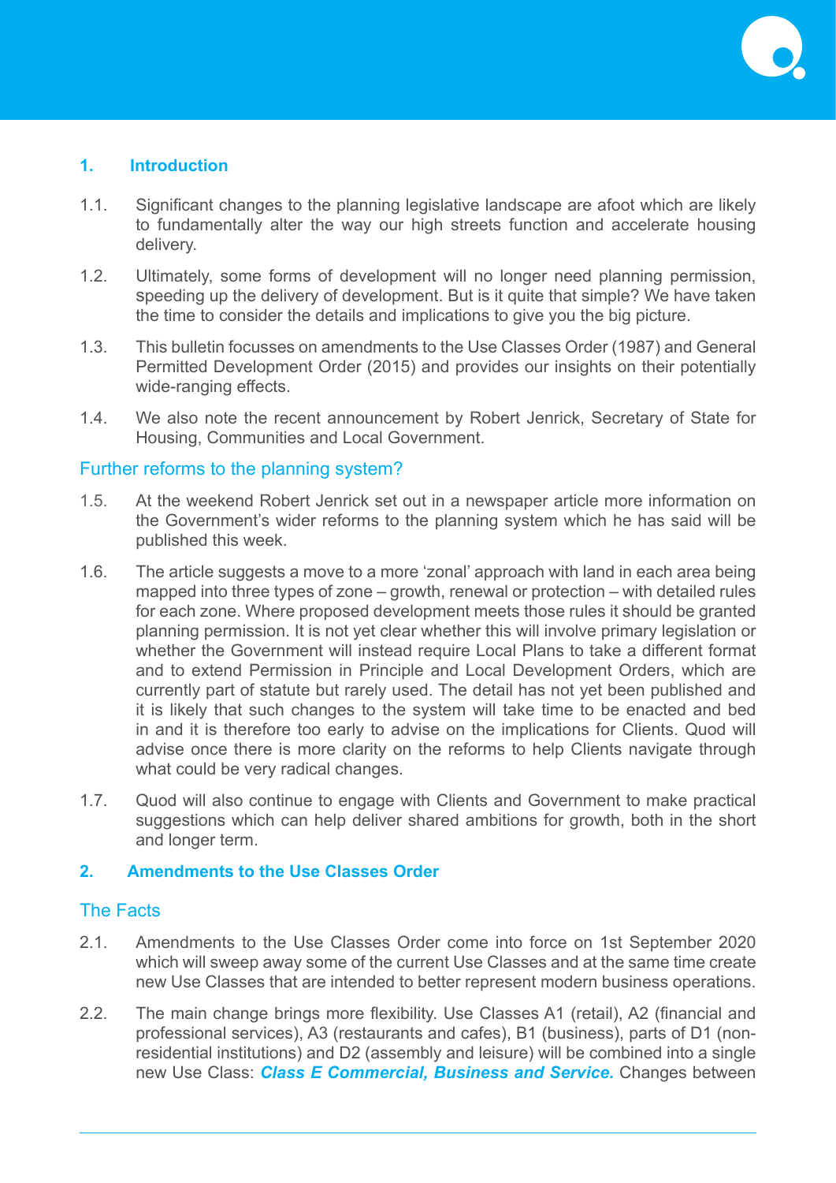## 1. Introduction

1.1. Significant changes to the planning legislative landscape are afoot which are likely to fundamentally alter the way our high streets function and accelerate housing delivery.

1.2. Ultimately, some forms of development will no longer need planning permission, speeding up the delivery of development. But is it quite that simple? We have taken the time to consider the details and implications to give you the big picture.

1.3. This bulletin focusses on amendments to the Use Classes Order (1987) and General Permitted Development Order (2015) and provides our insights on their potentially wide-ranging effects.

1.4. We also note the recent announcement by Robert Jenrick, Secretary of State for Housing, Communities and Local Government.

### Further reforms to the planning system?

1.5. At the weekend Robert Jenrick set out in a newspaper article more information on the Government's wider reforms to the planning system which he has said will be published this week.

1.6. The article suggests a move to a more 'zonal' approach with land in each area being mapped into three types of zone – growth, renewal or protection – with detailed rules for each zone. Where proposed development meets those rules it should be granted planning permission. It is not yet clear whether this will involve primary legislation or whether the Government will instead require Local Plans to take a different format and to extend Permission in Principle and Local Development Orders, which are currently part of statute but rarely used. The detail has not yet been published and it is likely that such changes to the system will take time to be enacted and bed in and it is therefore too early to advise on the implications for Clients. Quod will advise once there is more clarity on the reforms to help Clients navigate through what could be very radical changes.

1.7. Quod will also continue to engage with Clients and Government to make practical suggestions which can help deliver shared ambitions for growth, both in the short and longer term.

## 2. Amendments to the Use Classes Order

### The Facts

2.1. Amendments to the Use Classes Order come into force on 1st September 2020 which will sweep away some of the current Use Classes and at the same time create new Use Classes that are intended to better represent modern business operations.

2.2. The main change brings more flexibility. Use Classes A1 (retail), A2 (financial and professional services), A3 (restaurants and cafes), B1 (business), parts of D1 (non-residential institutions) and D2 (assembly and leisure) will be combined into a single new Use Class: ***Class E Commercial, Business and Service.*** Changes between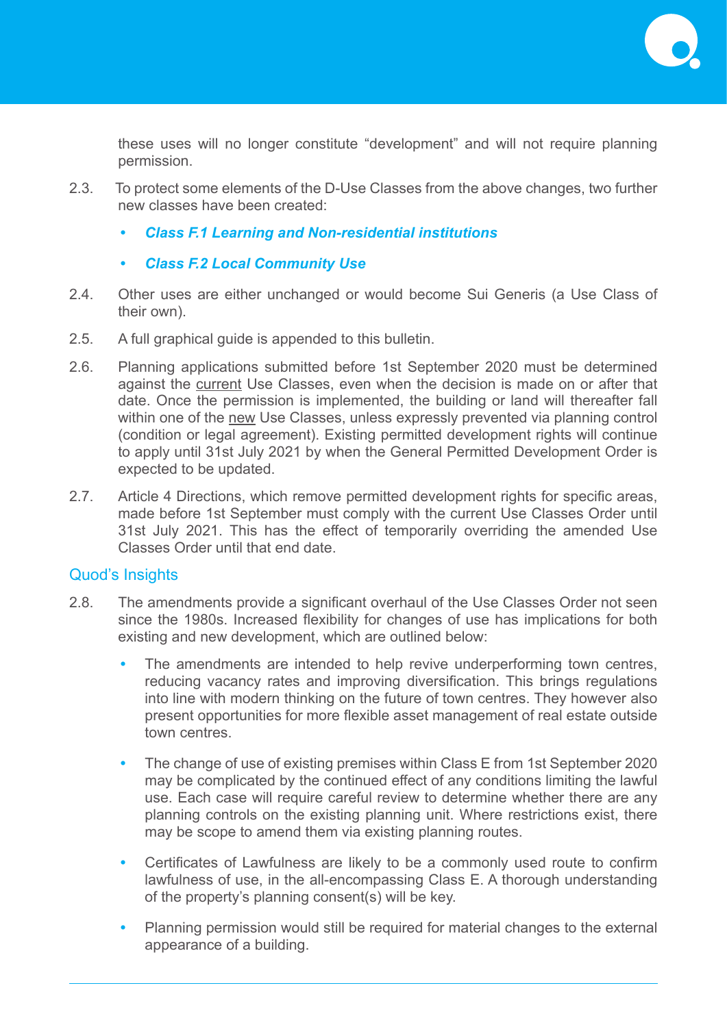these uses will no longer constitute “development” and will not require planning permission.

2.3. To protect some elements of the D-Use Classes from the above changes, two further new classes have been created:

- ***Class F.1 Learning and Non-residential institutions***
- ***Class F.2 Local Community Use***

2.4. Other uses are either unchanged or would become Sui Generis (a Use Class of their own).

2.5. A full graphical guide is appended to this bulletin.

2.6. Planning applications submitted before 1st September 2020 must be determined against the current Use Classes, even when the decision is made on or after that date. Once the permission is implemented, the building or land will thereafter fall within one of the new Use Classes, unless expressly prevented via planning control (condition or legal agreement). Existing permitted development rights will continue to apply until 31st July 2021 by when the General Permitted Development Order is expected to be updated.

2.7. Article 4 Directions, which remove permitted development rights for specific areas, made before 1st September must comply with the current Use Classes Order until 31st July 2021. This has the effect of temporarily overriding the amended Use Classes Order until that end date.

## Quod’s Insights

2.8. The amendments provide a significant overhaul of the Use Classes Order not seen since the 1980s. Increased flexibility for changes of use has implications for both existing and new development, which are outlined below:

- The amendments are intended to help revive underperforming town centres, reducing vacancy rates and improving diversification. This brings regulations into line with modern thinking on the future of town centres. They however also present opportunities for more flexible asset management of real estate outside town centres.
- The change of use of existing premises within Class E from 1st September 2020 may be complicated by the continued effect of any conditions limiting the lawful use. Each case will require careful review to determine whether there are any planning controls on the existing planning unit. Where restrictions exist, there may be scope to amend them via existing planning routes.
- Certificates of Lawfulness are likely to be a commonly used route to confirm lawfulness of use, in the all-encompassing Class E. A thorough understanding of the property’s planning consent(s) will be key.
- Planning permission would still be required for material changes to the external appearance of a building.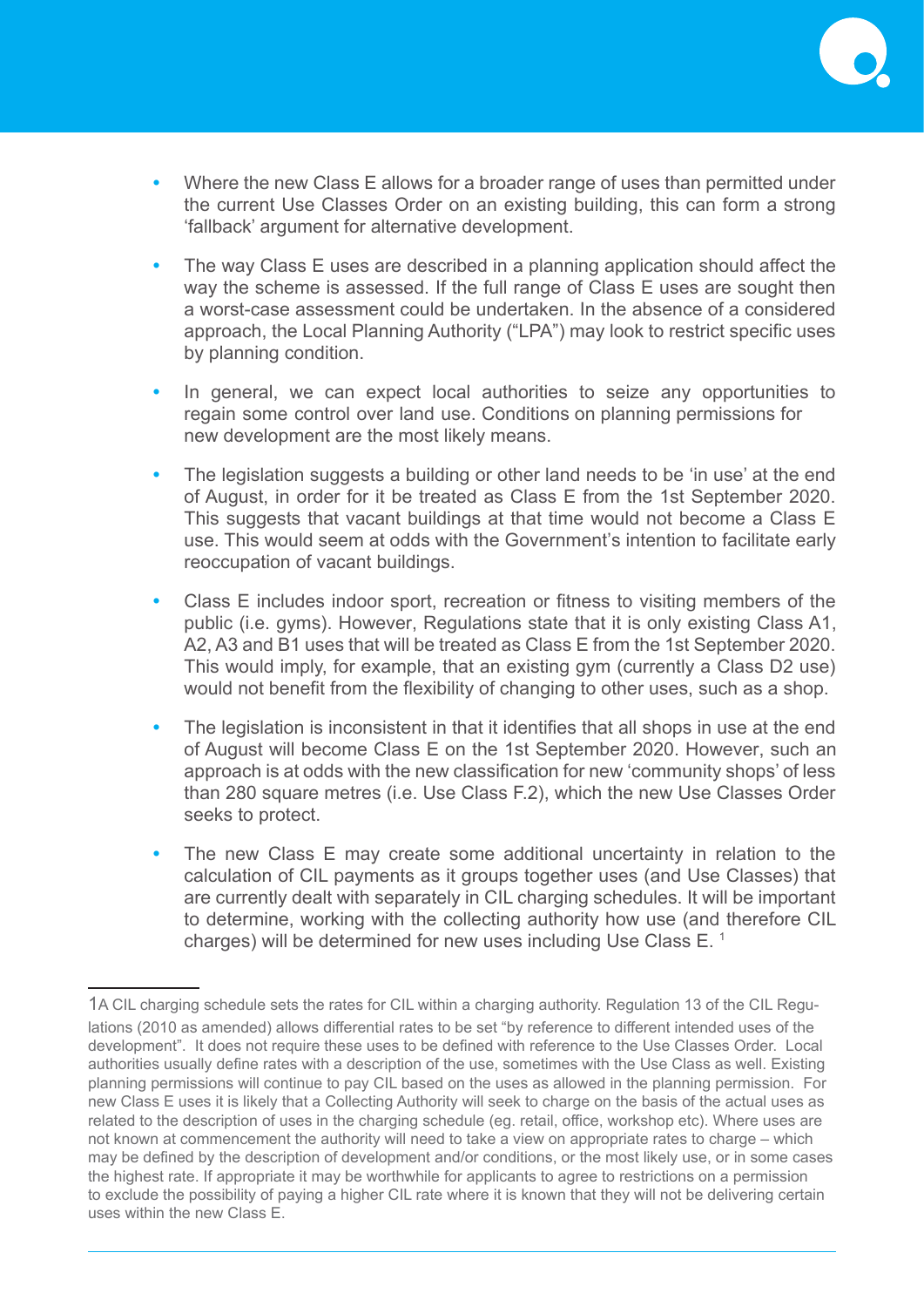- Where the new Class E allows for a broader range of uses than permitted under the current Use Classes Order on an existing building, this can form a strong 'fallback' argument for alternative development.

- The way Class E uses are described in a planning application should affect the way the scheme is assessed. If the full range of Class E uses are sought then a worst-case assessment could be undertaken. In the absence of a considered approach, the Local Planning Authority ("LPA") may look to restrict specific uses by planning condition.

- In general, we can expect local authorities to seize any opportunities to regain some control over land use. Conditions on planning permissions for new development are the most likely means.

- The legislation suggests a building or other land needs to be 'in use' at the end of August, in order for it be treated as Class E from the 1st September 2020. This suggests that vacant buildings at that time would not become a Class E use. This would seem at odds with the Government's intention to facilitate early reoccupation of vacant buildings.

- Class E includes indoor sport, recreation or fitness to visiting members of the public (i.e. gyms). However, Regulations state that it is only existing Class A1, A2, A3 and B1 uses that will be treated as Class E from the 1st September 2020. This would imply, for example, that an existing gym (currently a Class D2 use) would not benefit from the flexibility of changing to other uses, such as a shop.

- The legislation is inconsistent in that it identifies that all shops in use at the end of August will become Class E on the 1st September 2020. However, such an approach is at odds with the new classification for new 'community shops' of less than 280 square metres (i.e. Use Class F.2), which the new Use Classes Order seeks to protect.

- The new Class E may create some additional uncertainty in relation to the calculation of CIL payments as it groups together uses (and Use Classes) that are currently dealt with separately in CIL charging schedules. It will be important to determine, working with the collecting authority how use (and therefore CIL charges) will be determined for new uses including Use Class E. [1]

---

[1] A CIL charging schedule sets the rates for CIL within a charging authority. Regulation 13 of the CIL Regulations (2010 as amended) allows differential rates to be set "by reference to different intended uses of the development". It does not require these uses to be defined with reference to the Use Classes Order. Local authorities usually define rates with a description of the use, sometimes with the Use Class as well. Existing planning permissions will continue to pay CIL based on the uses as allowed in the planning permission. For new Class E uses it is likely that a Collecting Authority will seek to charge on the basis of the actual uses as related to the description of uses in the charging schedule (eg. retail, office, workshop etc). Where uses are not known at commencement the authority will need to take a view on appropriate rates to charge – which may be defined by the description of development and/or conditions, or the most likely use, or in some cases the highest rate. If appropriate it may be worthwhile for applicants to agree to restrictions on a permission to exclude the possibility of paying a higher CIL rate where it is known that they will not be delivering certain uses within the new Class E.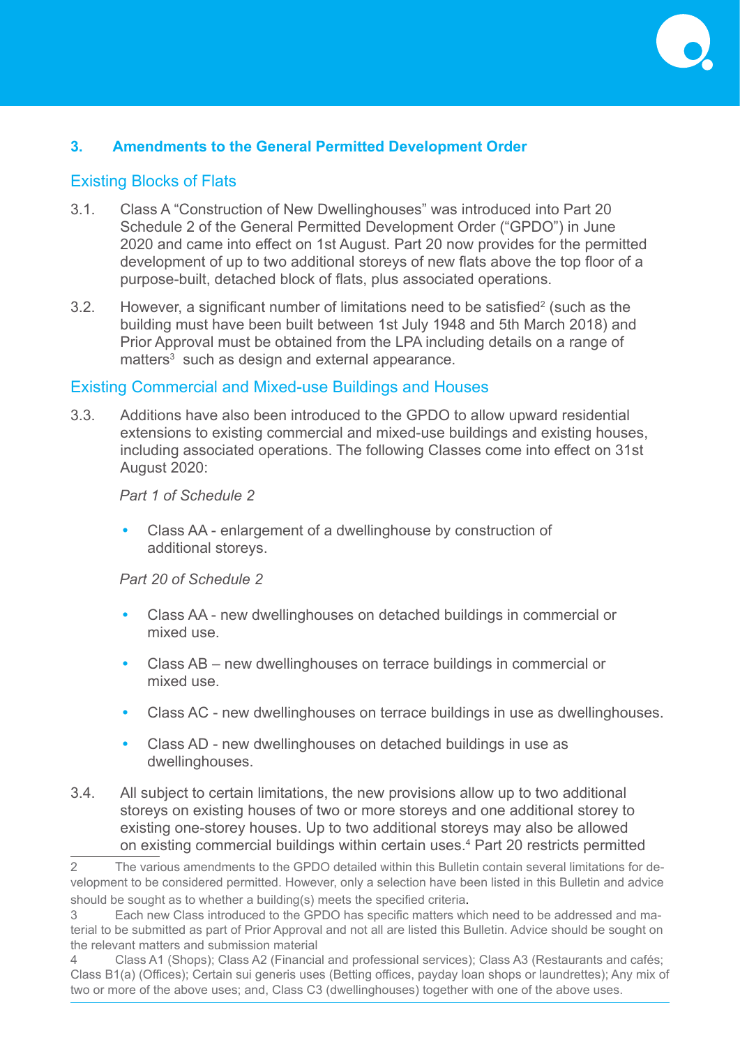## 3. Amendments to the General Permitted Development Order

### Existing Blocks of Flats

3.1. Class A "Construction of New Dwellinghouses" was introduced into Part 20 Schedule 2 of the General Permitted Development Order ("GPDO") in June 2020 and came into effect on 1st August. Part 20 now provides for the permitted development of up to two additional storeys of new flats above the top floor of a purpose-built, detached block of flats, plus associated operations.

3.2. However, a significant number of limitations need to be satisfied[2] (such as the building must have been built between 1st July 1948 and 5th March 2018) and Prior Approval must be obtained from the LPA including details on a range of matters[3] such as design and external appearance.

### Existing Commercial and Mixed-use Buildings and Houses

3.3. Additions have also been introduced to the GPDO to allow upward residential extensions to existing commercial and mixed-use buildings and existing houses, including associated operations. The following Classes come into effect on 31st August 2020:

*Part 1 of Schedule 2*

- Class AA - enlargement of a dwellinghouse by construction of additional storeys.

*Part 20 of Schedule 2*

- Class AA - new dwellinghouses on detached buildings in commercial or mixed use.
- Class AB – new dwellinghouses on terrace buildings in commercial or mixed use.
- Class AC - new dwellinghouses on terrace buildings in use as dwellinghouses.
- Class AD - new dwellinghouses on detached buildings in use as dwellinghouses.

3.4. All subject to certain limitations, the new provisions allow up to two additional storeys on existing houses of two or more storeys and one additional storey to existing one-storey houses. Up to two additional storeys may also be allowed on existing commercial buildings within certain uses.[4] Part 20 restricts permitted

---

2 The various amendments to the GPDO detailed within this Bulletin contain several limitations for development to be considered permitted. However, only a selection have been listed in this Bulletin and advice should be sought as to whether a building(s) meets the specified criteria.

3 Each new Class introduced to the GPDO has specific matters which need to be addressed and material to be submitted as part of Prior Approval and not all are listed this Bulletin. Advice should be sought on the relevant matters and submission material

4 Class A1 (Shops); Class A2 (Financial and professional services); Class A3 (Restaurants and cafés; Class B1(a) (Offices); Certain sui generis uses (Betting offices, payday loan shops or laundrettes); Any mix of two or more of the above uses; and, Class C3 (dwellinghouses) together with one of the above uses.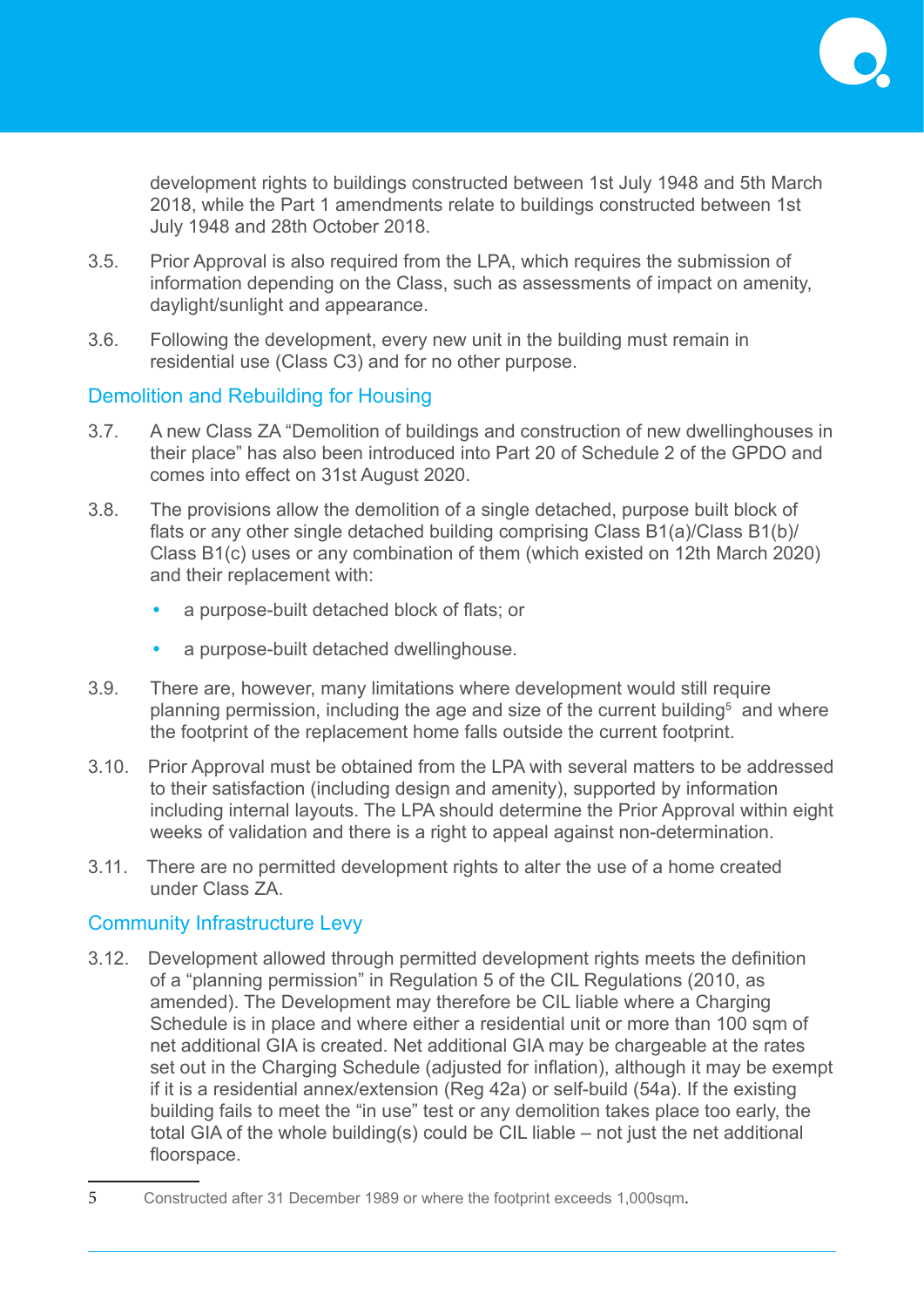development rights to buildings constructed between 1st July 1948 and 5th March 2018, while the Part 1 amendments relate to buildings constructed between 1st July 1948 and 28th October 2018.

3.5. Prior Approval is also required from the LPA, which requires the submission of information depending on the Class, such as assessments of impact on amenity, daylight/sunlight and appearance.

3.6. Following the development, every new unit in the building must remain in residential use (Class C3) and for no other purpose.

## Demolition and Rebuilding for Housing

3.7. A new Class ZA "Demolition of buildings and construction of new dwellinghouses in their place" has also been introduced into Part 20 of Schedule 2 of the GPDO and comes into effect on 31st August 2020.

3.8. The provisions allow the demolition of a single detached, purpose built block of flats or any other single detached building comprising Class B1(a)/Class B1(b)/ Class B1(c) uses or any combination of them (which existed on 12th March 2020) and their replacement with:

- a purpose-built detached block of flats; or
- a purpose-built detached dwellinghouse.

3.9. There are, however, many limitations where development would still require planning permission, including the age and size of the current building[5] and where the footprint of the replacement home falls outside the current footprint.

3.10. Prior Approval must be obtained from the LPA with several matters to be addressed to their satisfaction (including design and amenity), supported by information including internal layouts. The LPA should determine the Prior Approval within eight weeks of validation and there is a right to appeal against non-determination.

3.11. There are no permitted development rights to alter the use of a home created under Class ZA.

## Community Infrastructure Levy

3.12. Development allowed through permitted development rights meets the definition of a "planning permission" in Regulation 5 of the CIL Regulations (2010, as amended). The Development may therefore be CIL liable where a Charging Schedule is in place and where either a residential unit or more than 100 sqm of net additional GIA is created. Net additional GIA may be chargeable at the rates set out in the Charging Schedule (adjusted for inflation), although it may be exempt if it is a residential annex/extension (Reg 42a) or self-build (54a). If the existing building fails to meet the "in use" test or any demolition takes place too early, the total GIA of the whole building(s) could be CIL liable – not just the net additional floorspace.

---

5 Constructed after 31 December 1989 or where the footprint exceeds 1,000sqm.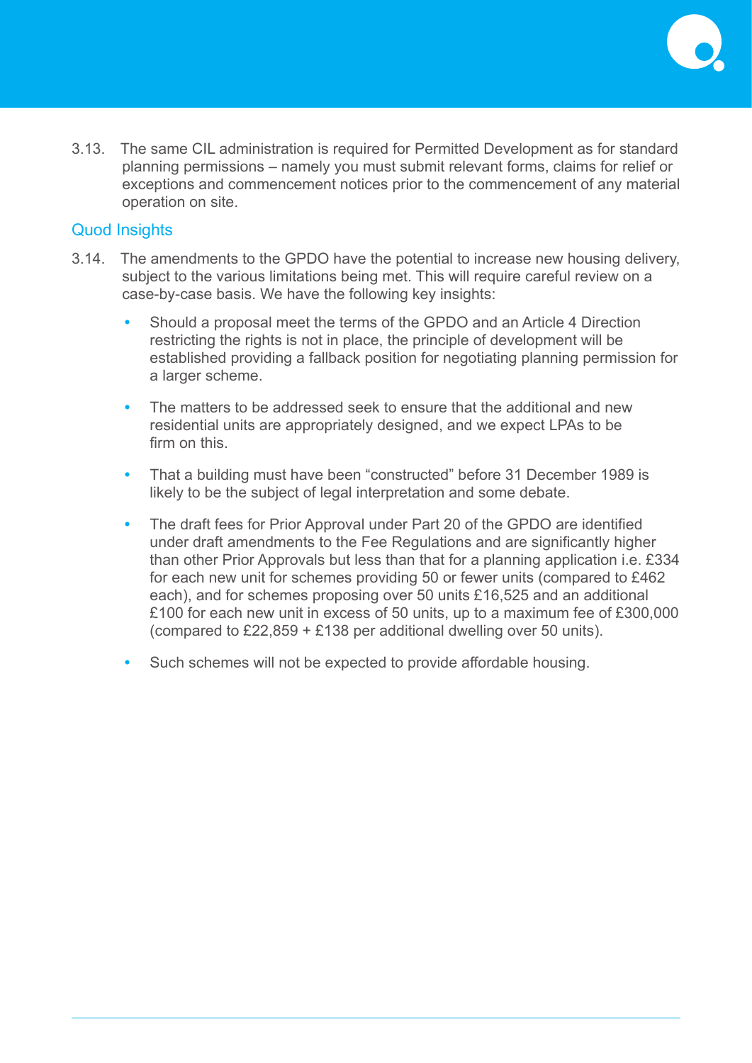3.13. The same CIL administration is required for Permitted Development as for standard planning permissions – namely you must submit relevant forms, claims for relief or exceptions and commencement notices prior to the commencement of any material operation on site.

## Quod Insights

3.14. The amendments to the GPDO have the potential to increase new housing delivery, subject to the various limitations being met. This will require careful review on a case-by-case basis. We have the following key insights:

- Should a proposal meet the terms of the GPDO and an Article 4 Direction restricting the rights is not in place, the principle of development will be established providing a fallback position for negotiating planning permission for a larger scheme.
- The matters to be addressed seek to ensure that the additional and new residential units are appropriately designed, and we expect LPAs to be firm on this.
- That a building must have been "constructed" before 31 December 1989 is likely to be the subject of legal interpretation and some debate.
- The draft fees for Prior Approval under Part 20 of the GPDO are identified under draft amendments to the Fee Regulations and are significantly higher than other Prior Approvals but less than that for a planning application i.e. £334 for each new unit for schemes providing 50 or fewer units (compared to £462 each), and for schemes proposing over 50 units £16,525 and an additional £100 for each new unit in excess of 50 units, up to a maximum fee of £300,000 (compared to £22,859 + £138 per additional dwelling over 50 units).
- Such schemes will not be expected to provide affordable housing.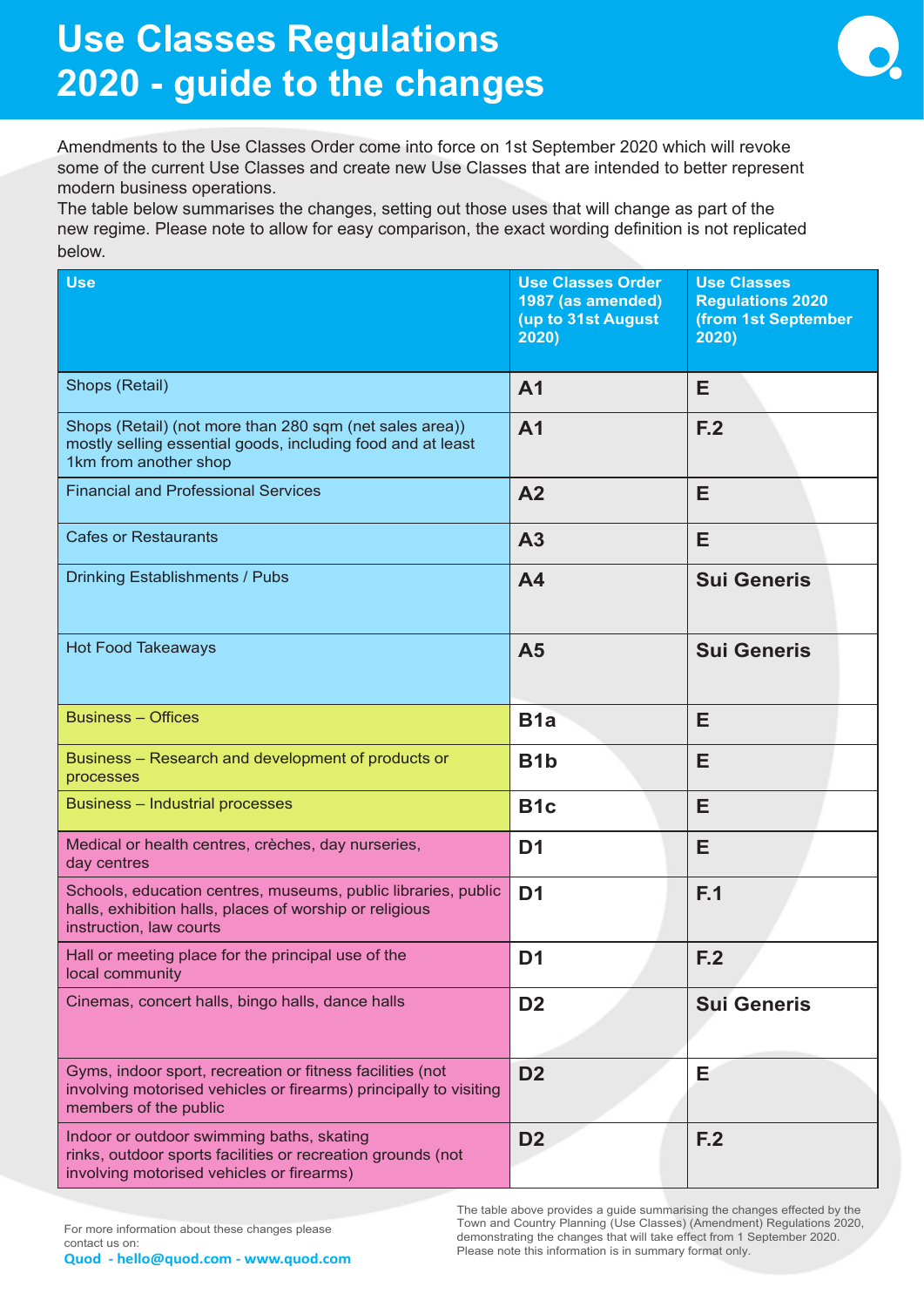# Use Classes Regulations 2020 - guide to the changes

Amendments to the Use Classes Order come into force on 1st September 2020 which will revoke some of the current Use Classes and create new Use Classes that are intended to better represent modern business operations.

The table below summarises the changes, setting out those uses that will change as part of the new regime. Please note to allow for easy comparison, the exact wording definition is not replicated below.

| Use | Use Classes Order 1987 (as amended) (up to 31st August 2020) | Use Classes Regulations 2020 (from 1st September 2020) |
|---|---|---|
| Shops (Retail) | **A1** | **E** |
| Shops (Retail) (not more than 280 sqm (net sales area)) mostly selling essential goods, including food and at least 1km from another shop | **A1** | **F.2** |
| Financial and Professional Services | **A2** | **E** |
| Cafes or Restaurants | **A3** | **E** |
| Drinking Establishments / Pubs | **A4** | **Sui Generis** |
| Hot Food Takeaways | **A5** | **Sui Generis** |
| Business – Offices | **B1a** | **E** |
| Business – Research and development of products or processes | **B1b** | **E** |
| Business – Industrial processes | **B1c** | **E** |
| Medical or health centres, crèches, day nurseries, day centres | **D1** | **E** |
| Schools, education centres, museums, public libraries, public halls, exhibition halls, places of worship or religious instruction, law courts | **D1** | **F.1** |
| Hall or meeting place for the principal use of the local community | **D1** | **F.2** |
| Cinemas, concert halls, bingo halls, dance halls | **D2** | **Sui Generis** |
| Gyms, indoor sport, recreation or fitness facilities (not involving motorised vehicles or firearms) principally to visiting members of the public | **D2** | **E** |
| Indoor or outdoor swimming baths, skating rinks, outdoor sports facilities or recreation grounds (not involving motorised vehicles or firearms) | **D2** | **F.2** |

For more information about these changes please contact us on:
**Quod - hello@quod.com - www.quod.com**

The table above provides a guide summarising the changes effected by the Town and Country Planning (Use Classes) (Amendment) Regulations 2020, demonstrating the changes that will take effect from 1 September 2020. Please note this information is in summary format only.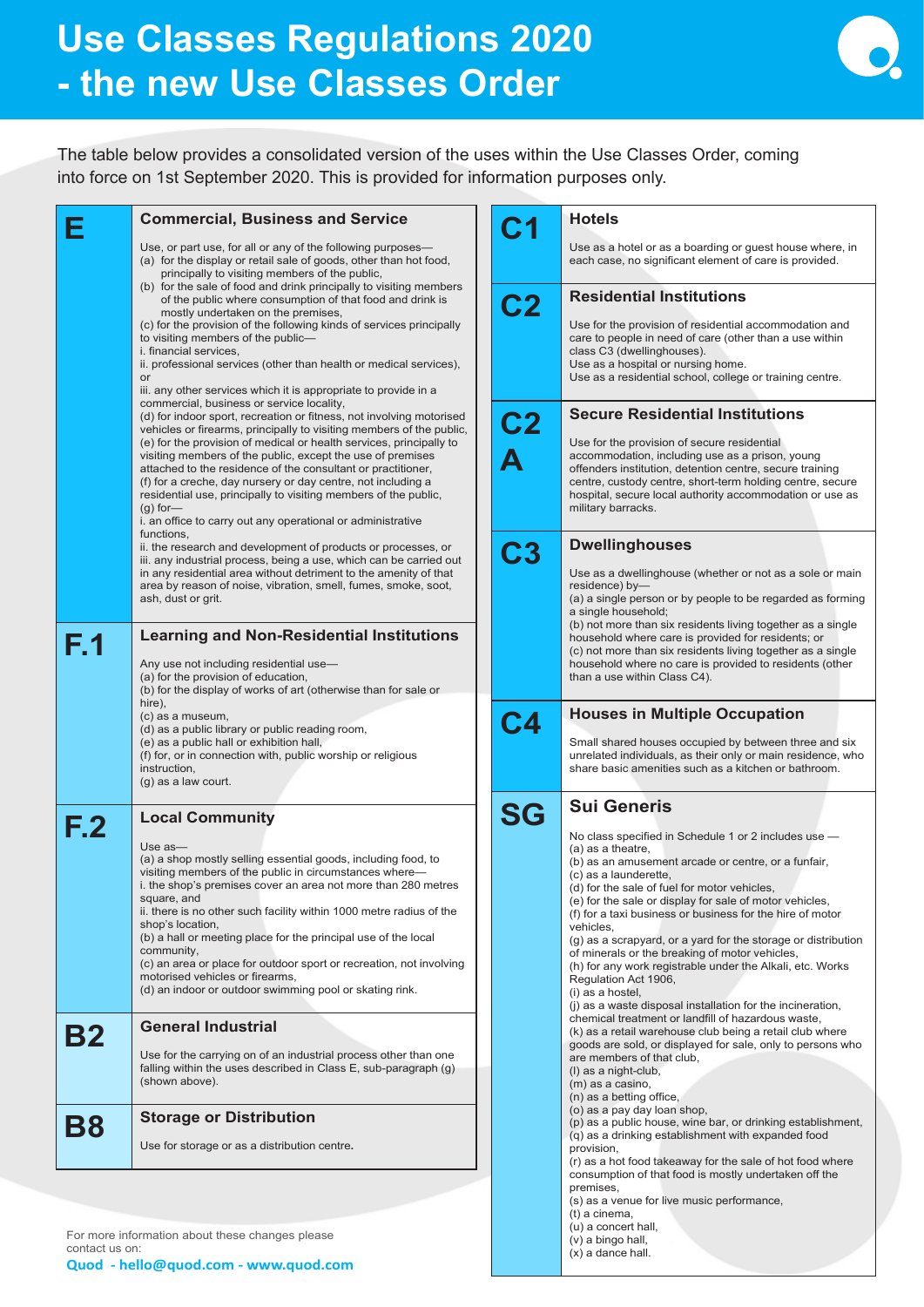# Use Classes Regulations 2020 - the new Use Classes Order

The table below provides a consolidated version of the uses within the Use Classes Order, coming into force on 1st September 2020. This is provided for information purposes only.

## E — Commercial, Business and Service

Use, or part use, for all or any of the following purposes—
(a) for the display or retail sale of goods, other than hot food, principally to visiting members of the public,
(b) for the sale of food and drink principally to visiting members of the public where consumption of that food and drink is mostly undertaken on the premises,
(c) for the provision of the following kinds of services principally to visiting members of the public—
i. financial services,
ii. professional services (other than health or medical services), or
iii. any other services which it is appropriate to provide in a commercial, business or service locality,
(d) for indoor sport, recreation or fitness, not involving motorised vehicles or firearms, principally to visiting members of the public,
(e) for the provision of medical or health services, principally to visiting members of the public, except the use of premises attached to the residence of the consultant or practitioner,
(f) for a creche, day nursery or day centre, not including a residential use, principally to visiting members of the public,
(g) for—
i. an office to carry out any operational or administrative functions,
ii. the research and development of products or processes, or
iii. any industrial process, being a use, which can be carried out in any residential area without detriment to the amenity of that area by reason of noise, vibration, smell, fumes, smoke, soot, ash, dust or grit.

## F.1 — Learning and Non-Residential Institutions

Any use not including residential use—
(a) for the provision of education,
(b) for the display of works of art (otherwise than for sale or hire),
(c) as a museum,
(d) as a public library or public reading room,
(e) as a public hall or exhibition hall,
(f) for, or in connection with, public worship or religious instruction,
(g) as a law court.

## F.2 — Local Community

Use as—
(a) a shop mostly selling essential goods, including food, to visiting members of the public in circumstances where—
i. the shop's premises cover an area not more than 280 metres square, and
ii. there is no other such facility within 1000 metre radius of the shop's location,
(b) a hall or meeting place for the principal use of the local community,
(c) an area or place for outdoor sport or recreation, not involving motorised vehicles or firearms,
(d) an indoor or outdoor swimming pool or skating rink.

## B2 — General Industrial

Use for the carrying on of an industrial process other than one falling within the uses described in Class E, sub-paragraph (g) (shown above).

## B8 — Storage or Distribution

Use for storage or as a distribution centre.

## C1 — Hotels

Use as a hotel or as a boarding or guest house where, in each case, no significant element of care is provided.

## C2 — Residential Institutions

Use for the provision of residential accommodation and care to people in need of care (other than a use within class C3 (dwellinghouses).
Use as a hospital or nursing home.
Use as a residential school, college or training centre.

## C2A — Secure Residential Institutions

Use for the provision of secure residential accommodation, including use as a prison, young offenders institution, detention centre, secure training centre, custody centre, short-term holding centre, secure hospital, secure local authority accommodation or use as military barracks.

## C3 — Dwellinghouses

Use as a dwellinghouse (whether or not as a sole or main residence) by—
(a) a single person or by people to be regarded as forming a single household;
(b) not more than six residents living together as a single household where care is provided for residents; or
(c) not more than six residents living together as a single household where no care is provided to residents (other than a use within Class C4).

## C4 — Houses in Multiple Occupation

Small shared houses occupied by between three and six unrelated individuals, as their only or main residence, who share basic amenities such as a kitchen or bathroom.

## SG — Sui Generis

No class specified in Schedule 1 or 2 includes use —
(a) as a theatre,
(b) as an amusement arcade or centre, or a funfair,
(c) as a launderette,
(d) for the sale of fuel for motor vehicles,
(e) for the sale or display for sale of motor vehicles,
(f) for a taxi business or business for the hire of motor vehicles,
(g) as a scrapyard, or a yard for the storage or distribution of minerals or the breaking of motor vehicles,
(h) for any work registrable under the Alkali, etc. Works Regulation Act 1906,
(i) as a hostel,
(j) as a waste disposal installation for the incineration, chemical treatment or landfill of hazardous waste,
(k) as a retail warehouse club being a retail club where goods are sold, or displayed for sale, only to persons who are members of that club,
(l) as a night-club,
(m) as a casino,
(n) as a betting office,
(o) as a pay day loan shop,
(p) as a public house, wine bar, or drinking establishment,
(q) as a drinking establishment with expanded food provision,
(r) as a hot food takeaway for the sale of hot food where consumption of that food is mostly undertaken off the premises,
(s) as a venue for live music performance,
(t) a cinema,
(u) a concert hall,
(v) a bingo hall,
(x) a dance hall.

For more information about these changes please contact us on:
**Quod - hello@quod.com - www.quod.com**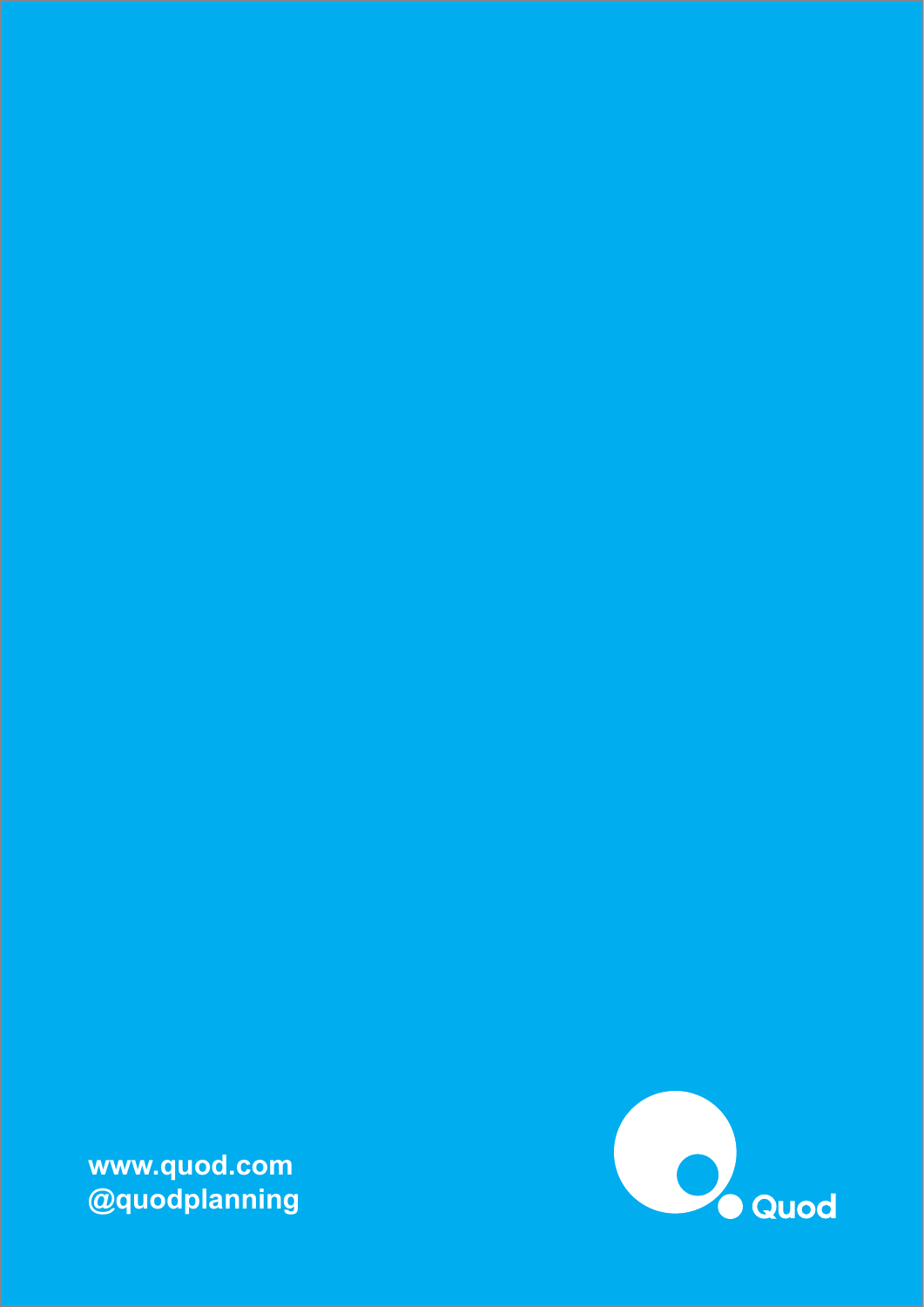www.quod.com
@quodplanning

Quod